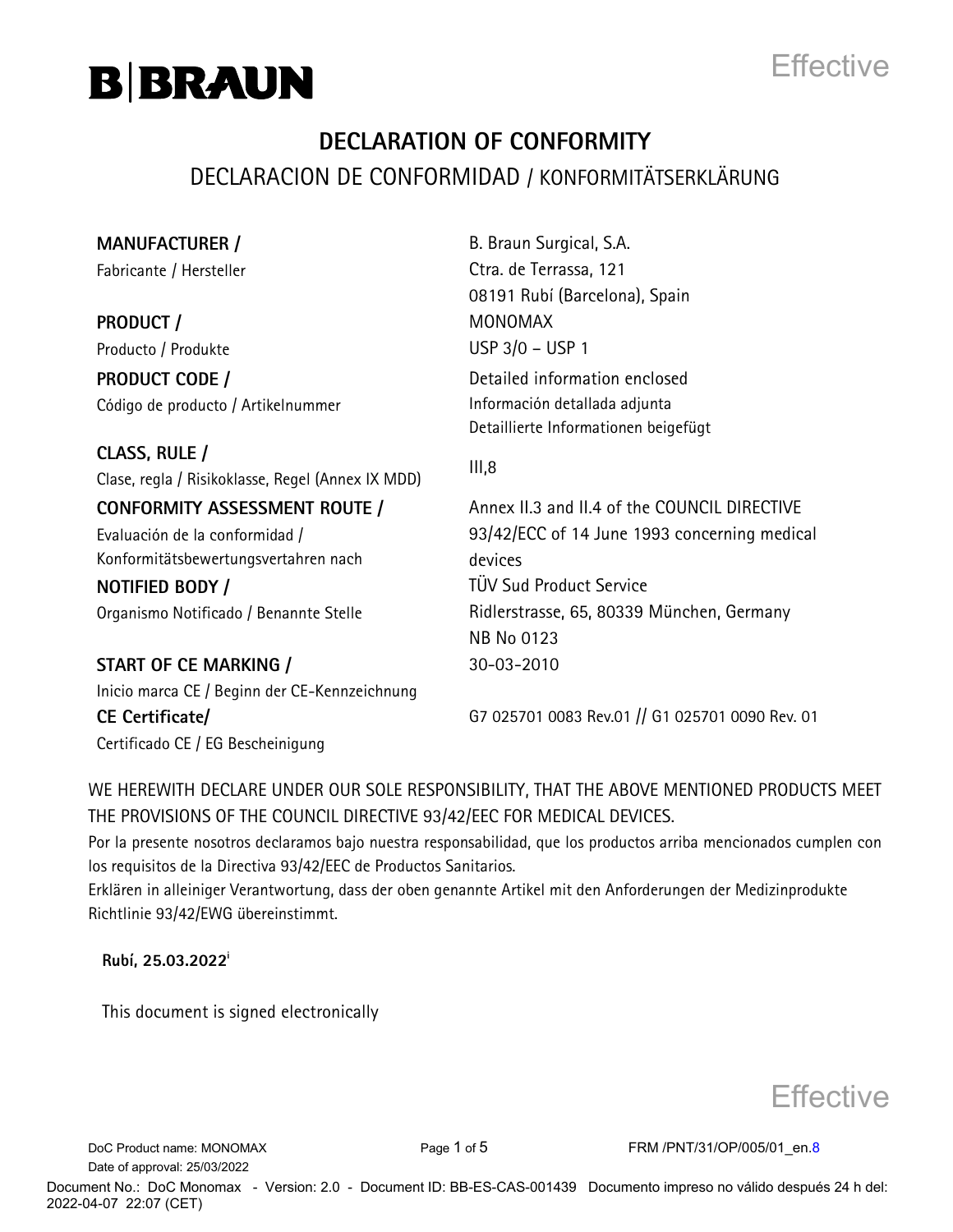B|BRAUN

Effective

# DECLARATION OF CONFORMITY

## DECLARACION DE CONFORMIDAD / KONFORMITÄTSERKLÄRUNG

| | |
|---|---|
| **MANUFACTURER /** Fabricante / Hersteller | B. Braun Surgical, S.A. Ctra. de Terrassa, 121 08191 Rubí (Barcelona), Spain |
| **PRODUCT /** Producto / Produkte | MONOMAX USP 3/0 – USP 1 |
| **PRODUCT CODE /** Código de producto / Artikelnummer | Detailed information enclosed Información detallada adjunta Detaillierte Informationen beigefügt |
| **CLASS, RULE /** Clase, regla / Risikoklasse, Regel (Annex IX MDD) | III,8 |
| **CONFORMITY ASSESSMENT ROUTE /** Evaluación de la conformidad / Konformitätsbewertungsvertahren nach | Annex II.3 and II.4 of the COUNCIL DIRECTIVE 93/42/ECC of 14 June 1993 concerning medical devices |
| **NOTIFIED BODY /** Organismo Notificado / Benannte Stelle | TÜV Sud Product Service Ridlerstrasse, 65, 80339 München, Germany NB No 0123 |
| **START OF CE MARKING /** Inicio marca CE / Beginn der CE-Kennzeichnung | 30-03-2010 |
| **CE Certificate/** Certificado CE / EG Bescheinigung | G7 025701 0083 Rev.01 // G1 025701 0090 Rev. 01 |

WE HEREWITH DECLARE UNDER OUR SOLE RESPONSIBILITY, THAT THE ABOVE MENTIONED PRODUCTS MEET THE PROVISIONS OF THE COUNCIL DIRECTIVE 93/42/EEC FOR MEDICAL DEVICES.

Por la presente nosotros declaramos bajo nuestra responsabilidad, que los productos arriba mencionados cumplen con los requisitos de la Directiva 93/42/EEC de Productos Sanitarios.

Erklären in alleiniger Verantwortung, dass der oben genannte Artikel mit den Anforderungen der Medizinprodukte Richtlinie 93/42/EWG übereinstimmt.

**Rubí, 25.03.2022**[i]

This document is signed electronically

Effective

DoC Product name: MONOMAX

Date of approval: 25/03/2022

FRM /PNT/31/OP/005/01_en.8

Document No.: DoC Monomax - Version: 2.0 - Document ID: BB-ES-CAS-001439 Documento impreso no válido después 24 h del: 2022-04-07 22:07 (CET)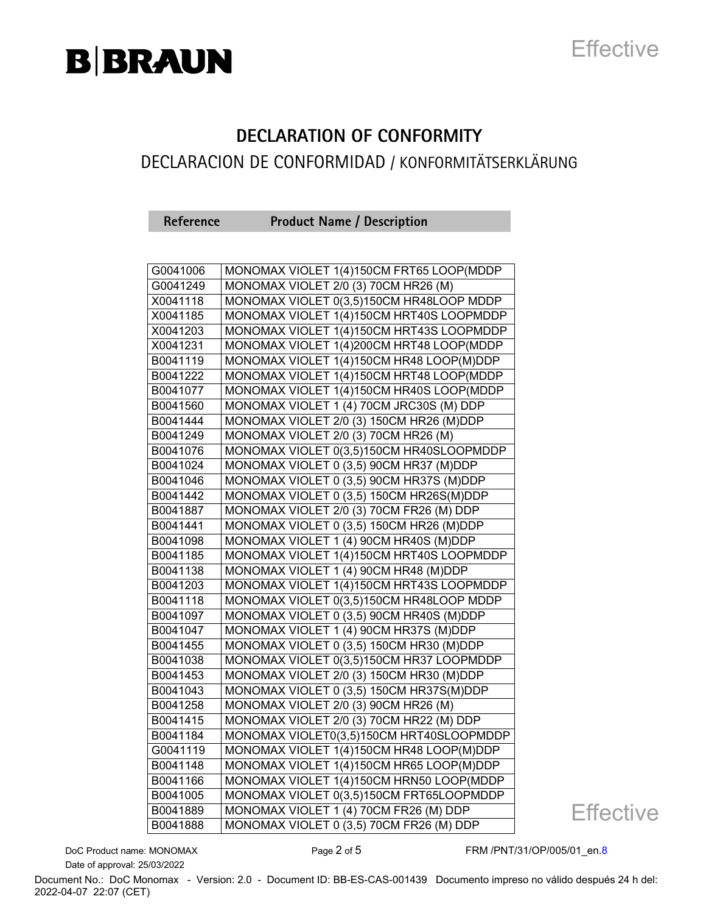# DECLARATION OF CONFORMITY

## DECLARACION DE CONFORMIDAD / KONFORMITÄTSERKLÄRUNG

| Reference | Product Name / Description |
|---|---|
| G0041006 | MONOMAX VIOLET 1(4)150CM FRT65 LOOP(MDDP |
| G0041249 | MONOMAX VIOLET 2/0 (3) 70CM HR26 (M) |
| X0041118 | MONOMAX VIOLET 0(3,5)150CM HR48LOOP MDDP |
| X0041185 | MONOMAX VIOLET 1(4)150CM HRT40S LOOPMDDP |
| X0041203 | MONOMAX VIOLET 1(4)150CM HRT43S LOOPMDDP |
| X0041231 | MONOMAX VIOLET 1(4)200CM HRT48 LOOP(MDDP |
| B0041119 | MONOMAX VIOLET 1(4)150CM HR48 LOOP(M)DDP |
| B0041222 | MONOMAX VIOLET 1(4)150CM HRT48 LOOP(MDDP |
| B0041077 | MONOMAX VIOLET 1(4)150CM HR40S LOOP(MDDP |
| B0041560 | MONOMAX VIOLET 1 (4) 70CM JRC30S (M) DDP |
| B0041444 | MONOMAX VIOLET 2/0 (3) 150CM HR26 (M)DDP |
| B0041249 | MONOMAX VIOLET 2/0 (3) 70CM HR26 (M) |
| B0041076 | MONOMAX VIOLET 0(3,5)150CM HR40SLOOPMDDP |
| B0041024 | MONOMAX VIOLET 0 (3,5) 90CM HR37 (M)DDP |
| B0041046 | MONOMAX VIOLET 0 (3,5) 90CM HR37S (M)DDP |
| B0041442 | MONOMAX VIOLET 0 (3,5) 150CM HR26S(M)DDP |
| B0041887 | MONOMAX VIOLET 2/0 (3) 70CM FR26 (M) DDP |
| B0041441 | MONOMAX VIOLET 0 (3,5) 150CM HR26 (M)DDP |
| B0041098 | MONOMAX VIOLET 1 (4) 90CM HR40S (M)DDP |
| B0041185 | MONOMAX VIOLET 1(4)150CM HRT40S LOOPMDDP |
| B0041138 | MONOMAX VIOLET 1 (4) 90CM HR48 (M)DDP |
| B0041203 | MONOMAX VIOLET 1(4)150CM HRT43S LOOPMDDP |
| B0041118 | MONOMAX VIOLET 0(3,5)150CM HR48LOOP MDDP |
| B0041097 | MONOMAX VIOLET 0 (3,5) 90CM HR40S (M)DDP |
| B0041047 | MONOMAX VIOLET 1 (4) 90CM HR37S (M)DDP |
| B0041455 | MONOMAX VIOLET 0 (3,5) 150CM HR30 (M)DDP |
| B0041038 | MONOMAX VIOLET 0(3,5)150CM HR37 LOOPMDDP |
| B0041453 | MONOMAX VIOLET 2/0 (3) 150CM HR30 (M)DDP |
| B0041043 | MONOMAX VIOLET 0 (3,5) 150CM HR37S(M)DDP |
| B0041258 | MONOMAX VIOLET 2/0 (3) 90CM HR26 (M) |
| B0041415 | MONOMAX VIOLET 2/0 (3) 70CM HR22 (M) DDP |
| B0041184 | MONOMAX VIOLET0(3,5)150CM HRT40SLOOPMDDP |
| G0041119 | MONOMAX VIOLET 1(4)150CM HR48 LOOP(M)DDP |
| B0041148 | MONOMAX VIOLET 1(4)150CM HR65 LOOP(M)DDP |
| B0041166 | MONOMAX VIOLET 1(4)150CM HRN50 LOOP(MDDP |
| B0041005 | MONOMAX VIOLET 0(3,5)150CM FRT65LOOPMDDP |
| B0041889 | MONOMAX VIOLET 1 (4) 70CM FR26 (M) DDP |
| B0041888 | MONOMAX VIOLET 0 (3,5) 70CM FR26 (M) DDP |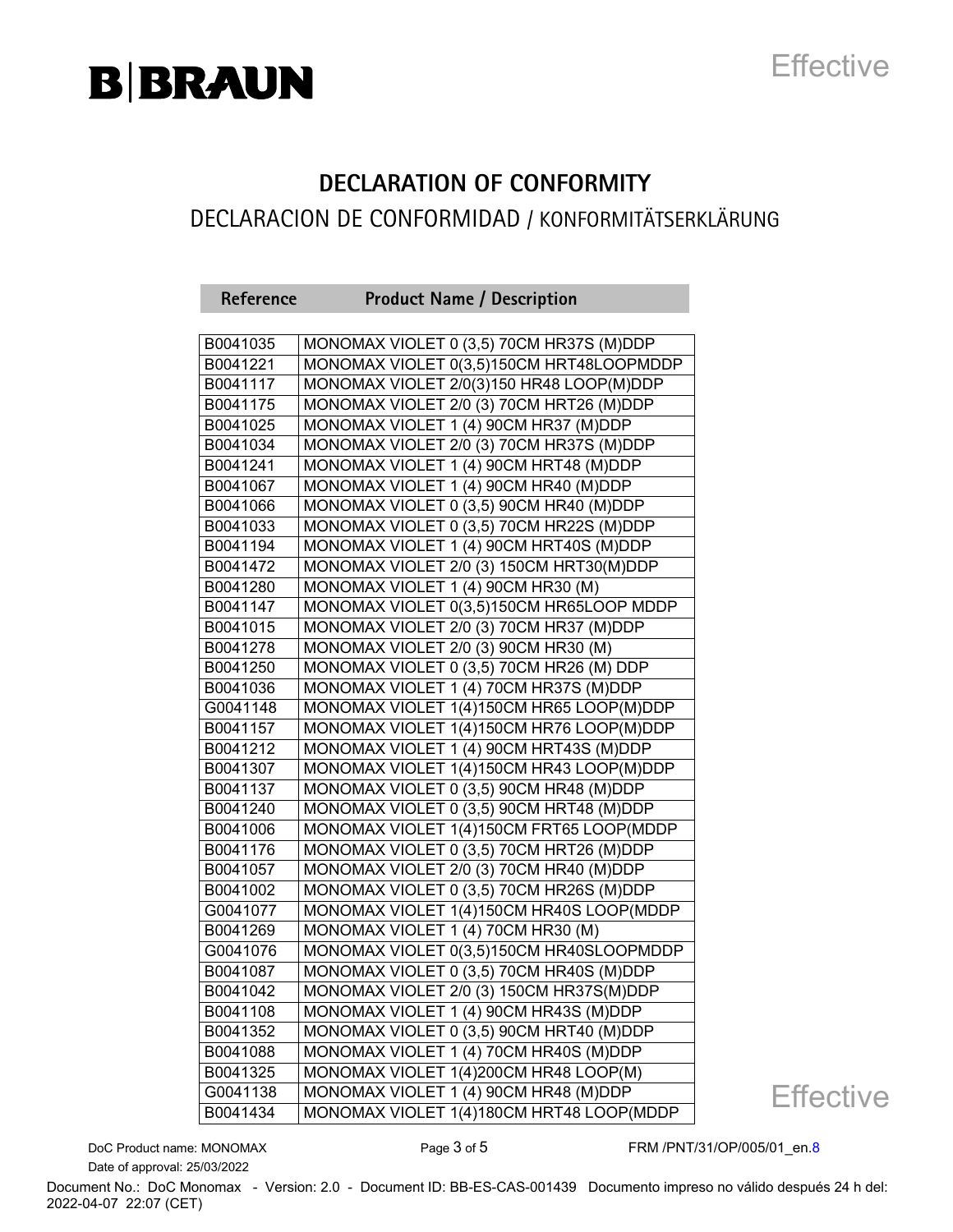# DECLARATION OF CONFORMITY

## DECLARACION DE CONFORMIDAD / KONFORMITÄTSERKLÄRUNG

| Reference | Product Name / Description |
|---|---|
| B0041035 | MONOMAX VIOLET 0 (3,5) 70CM HR37S (M)DDP |
| B0041221 | MONOMAX VIOLET 0(3,5)150CM HRT48LOOPMDDP |
| B0041117 | MONOMAX VIOLET 2/0(3)150 HR48 LOOP(M)DDP |
| B0041175 | MONOMAX VIOLET 2/0 (3) 70CM HRT26 (M)DDP |
| B0041025 | MONOMAX VIOLET 1 (4) 90CM HR37 (M)DDP |
| B0041034 | MONOMAX VIOLET 2/0 (3) 70CM HR37S (M)DDP |
| B0041241 | MONOMAX VIOLET 1 (4) 90CM HRT48 (M)DDP |
| B0041067 | MONOMAX VIOLET 1 (4) 90CM HR40 (M)DDP |
| B0041066 | MONOMAX VIOLET 0 (3,5) 90CM HR40 (M)DDP |
| B0041033 | MONOMAX VIOLET 0 (3,5) 70CM HR22S (M)DDP |
| B0041194 | MONOMAX VIOLET 1 (4) 90CM HRT40S (M)DDP |
| B0041472 | MONOMAX VIOLET 2/0 (3) 150CM HRT30(M)DDP |
| B0041280 | MONOMAX VIOLET 1 (4) 90CM HR30 (M) |
| B0041147 | MONOMAX VIOLET 0(3,5)150CM HR65LOOP MDDP |
| B0041015 | MONOMAX VIOLET 2/0 (3) 70CM HR37 (M)DDP |
| B0041278 | MONOMAX VIOLET 2/0 (3) 90CM HR30 (M) |
| B0041250 | MONOMAX VIOLET 0 (3,5) 70CM HR26 (M) DDP |
| B0041036 | MONOMAX VIOLET 1 (4) 70CM HR37S (M)DDP |
| G0041148 | MONOMAX VIOLET 1(4)150CM HR65 LOOP(M)DDP |
| B0041157 | MONOMAX VIOLET 1(4)150CM HR76 LOOP(M)DDP |
| B0041212 | MONOMAX VIOLET 1 (4) 90CM HRT43S (M)DDP |
| B0041307 | MONOMAX VIOLET 1(4)150CM HR43 LOOP(M)DDP |
| B0041137 | MONOMAX VIOLET 0 (3,5) 90CM HR48 (M)DDP |
| B0041240 | MONOMAX VIOLET 0 (3,5) 90CM HRT48 (M)DDP |
| B0041006 | MONOMAX VIOLET 1(4)150CM FRT65 LOOP(MDDP |
| B0041176 | MONOMAX VIOLET 0 (3,5) 70CM HRT26 (M)DDP |
| B0041057 | MONOMAX VIOLET 2/0 (3) 70CM HR40 (M)DDP |
| B0041002 | MONOMAX VIOLET 0 (3,5) 70CM HR26S (M)DDP |
| G0041077 | MONOMAX VIOLET 1(4)150CM HR40S LOOP(MDDP |
| B0041269 | MONOMAX VIOLET 1 (4) 70CM HR30 (M) |
| G0041076 | MONOMAX VIOLET 0(3,5)150CM HR40SLOOPMDDP |
| B0041087 | MONOMAX VIOLET 0 (3,5) 70CM HR40S (M)DDP |
| B0041042 | MONOMAX VIOLET 2/0 (3) 150CM HR37S(M)DDP |
| B0041108 | MONOMAX VIOLET 1 (4) 90CM HR43S (M)DDP |
| B0041352 | MONOMAX VIOLET 0 (3,5) 90CM HRT40 (M)DDP |
| B0041088 | MONOMAX VIOLET 1 (4) 70CM HR40S (M)DDP |
| B0041325 | MONOMAX VIOLET 1(4)200CM HR48 LOOP(M) |
| G0041138 | MONOMAX VIOLET 1 (4) 90CM HR48 (M)DDP |
| B0041434 | MONOMAX VIOLET 1(4)180CM HRT48 LOOP(MDDP |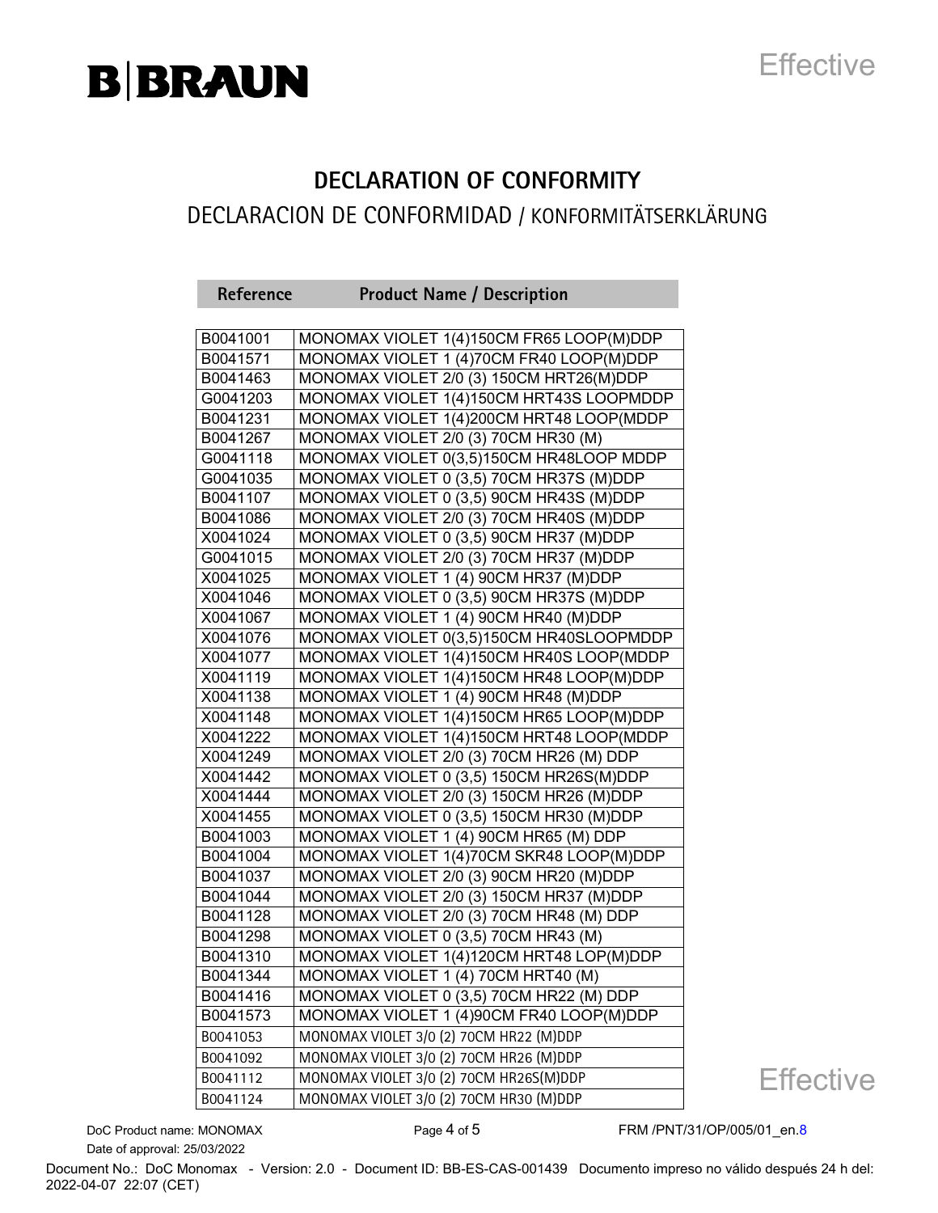# DECLARATION OF CONFORMITY

## DECLARACION DE CONFORMIDAD / KONFORMITÄTSERKLÄRUNG

| Reference | Product Name / Description |
|---|---|
| B0041001 | MONOMAX VIOLET 1(4)150CM FR65 LOOP(M)DDP |
| B0041571 | MONOMAX VIOLET 1 (4)70CM FR40 LOOP(M)DDP |
| B0041463 | MONOMAX VIOLET 2/0 (3) 150CM HRT26(M)DDP |
| G0041203 | MONOMAX VIOLET 1(4)150CM HRT43S LOOPMDDP |
| B0041231 | MONOMAX VIOLET 1(4)200CM HRT48 LOOP(MDDP |
| B0041267 | MONOMAX VIOLET 2/0 (3) 70CM HR30 (M) |
| G0041118 | MONOMAX VIOLET 0(3,5)150CM HR48LOOP MDDP |
| G0041035 | MONOMAX VIOLET 0 (3,5) 70CM HR37S (M)DDP |
| B0041107 | MONOMAX VIOLET 0 (3,5) 90CM HR43S (M)DDP |
| B0041086 | MONOMAX VIOLET 2/0 (3) 70CM HR40S (M)DDP |
| X0041024 | MONOMAX VIOLET 0 (3,5) 90CM HR37 (M)DDP |
| G0041015 | MONOMAX VIOLET 2/0 (3) 70CM HR37 (M)DDP |
| X0041025 | MONOMAX VIOLET 1 (4) 90CM HR37 (M)DDP |
| X0041046 | MONOMAX VIOLET 0 (3,5) 90CM HR37S (M)DDP |
| X0041067 | MONOMAX VIOLET 1 (4) 90CM HR40 (M)DDP |
| X0041076 | MONOMAX VIOLET 0(3,5)150CM HR40SLOOPMDDP |
| X0041077 | MONOMAX VIOLET 1(4)150CM HR40S LOOP(MDDP |
| X0041119 | MONOMAX VIOLET 1(4)150CM HR48 LOOP(M)DDP |
| X0041138 | MONOMAX VIOLET 1 (4) 90CM HR48 (M)DDP |
| X0041148 | MONOMAX VIOLET 1(4)150CM HR65 LOOP(M)DDP |
| X0041222 | MONOMAX VIOLET 1(4)150CM HRT48 LOOP(MDDP |
| X0041249 | MONOMAX VIOLET 2/0 (3) 70CM HR26 (M) DDP |
| X0041442 | MONOMAX VIOLET 0 (3,5) 150CM HR26S(M)DDP |
| X0041444 | MONOMAX VIOLET 2/0 (3) 150CM HR26 (M)DDP |
| X0041455 | MONOMAX VIOLET 0 (3,5) 150CM HR30 (M)DDP |
| B0041003 | MONOMAX VIOLET 1 (4) 90CM HR65 (M) DDP |
| B0041004 | MONOMAX VIOLET 1(4)70CM SKR48 LOOP(M)DDP |
| B0041037 | MONOMAX VIOLET 2/0 (3) 90CM HR20 (M)DDP |
| B0041044 | MONOMAX VIOLET 2/0 (3) 150CM HR37 (M)DDP |
| B0041128 | MONOMAX VIOLET 2/0 (3) 70CM HR48 (M) DDP |
| B0041298 | MONOMAX VIOLET 0 (3,5) 70CM HR43 (M) |
| B0041310 | MONOMAX VIOLET 1(4)120CM HRT48 LOP(M)DDP |
| B0041344 | MONOMAX VIOLET 1 (4) 70CM HRT40 (M) |
| B0041416 | MONOMAX VIOLET 0 (3,5) 70CM HR22 (M) DDP |
| B0041573 | MONOMAX VIOLET 1 (4)90CM FR40 LOOP(M)DDP |
| B0041053 | MONOMAX VIOLET 3/0 (2) 70CM HR22 (M)DDP |
| B0041092 | MONOMAX VIOLET 3/0 (2) 70CM HR26 (M)DDP |
| B0041112 | MONOMAX VIOLET 3/0 (2) 70CM HR26S(M)DDP |
| B0041124 | MONOMAX VIOLET 3/0 (2) 70CM HR30 (M)DDP |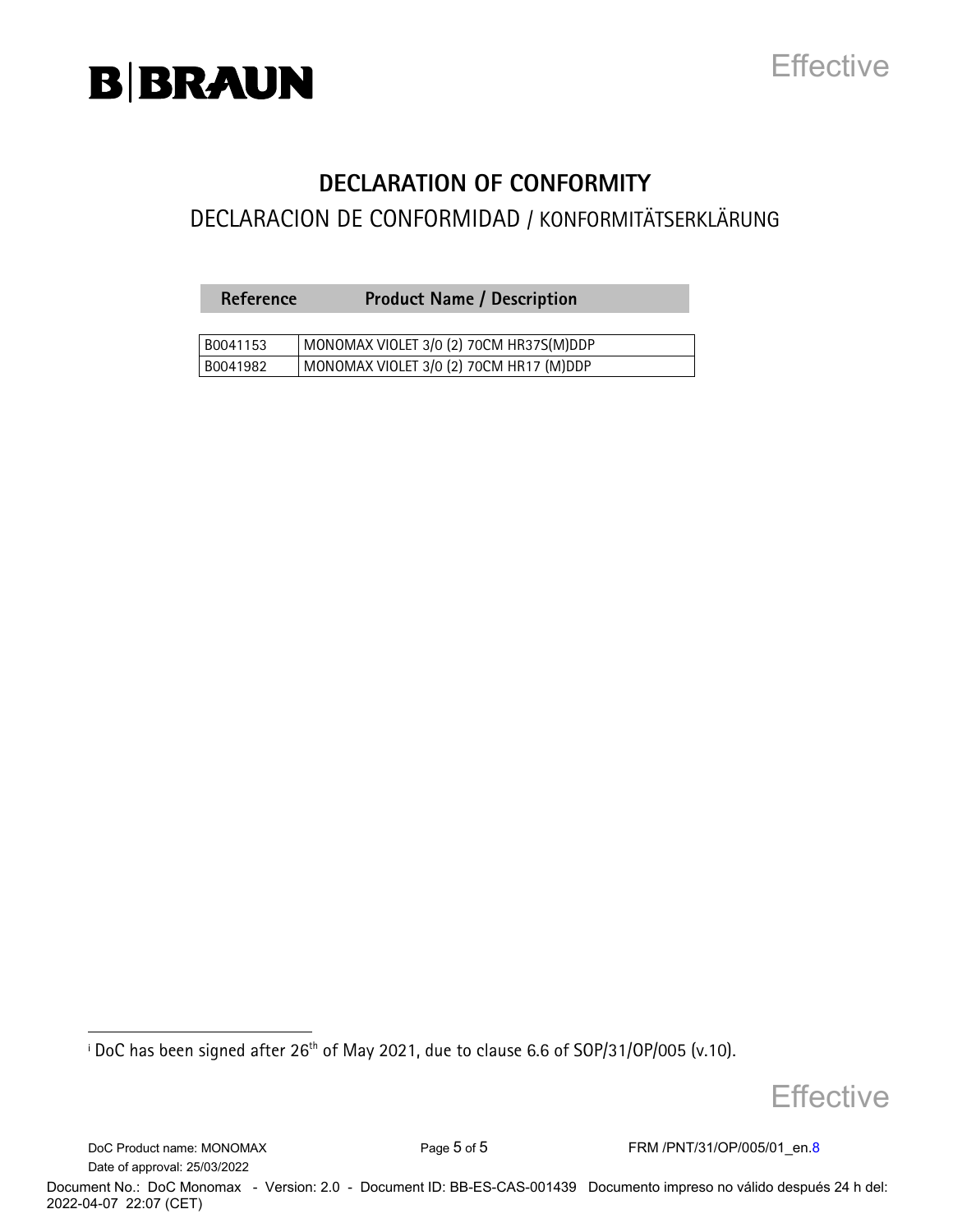# DECLARATION OF CONFORMITY

## DECLARACION DE CONFORMIDAD / KONFORMITÄTSERKLÄRUNG

| Reference | Product Name / Description |
|---|---|
| B0041153 | MONOMAX VIOLET 3/0 (2) 70CM HR37S(M)DDP |
| B0041982 | MONOMAX VIOLET 3/0 (2) 70CM HR17 (M)DDP |

---

[i] DoC has been signed after 26th of May 2021, due to clause 6.6 of SOP/31/OP/005 (v.10).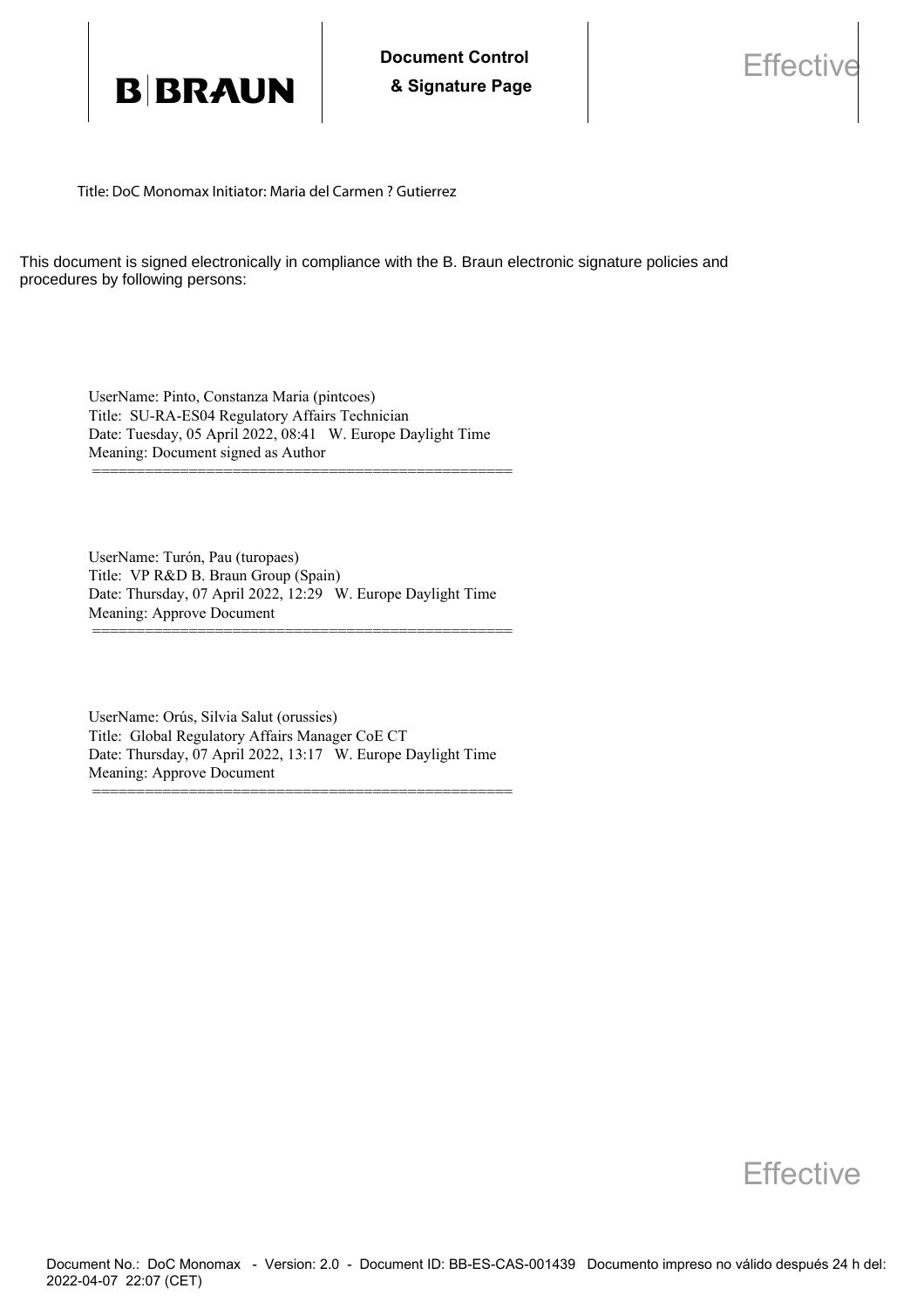**B|BRAUN**

**Document Control & Signature Page**

Effective

Title: DoC Monomax Initiator: Maria del Carmen ? Gutierrez

This document is signed electronically in compliance with the B. Braun electronic signature policies and procedures by following persons:

UserName: Pinto, Constanza Maria (pintcoes)
Title: SU-RA-ES04 Regulatory Affairs Technician
Date: Tuesday, 05 April 2022, 08:41 W. Europe Daylight Time
Meaning: Document signed as Author
================================================

UserName: Turón, Pau (turopaes)
Title: VP R&D B. Braun Group (Spain)
Date: Thursday, 07 April 2022, 12:29 W. Europe Daylight Time
Meaning: Approve Document
================================================

UserName: Orús, Silvia Salut (orussies)
Title: Global Regulatory Affairs Manager CoE CT
Date: Thursday, 07 April 2022, 13:17 W. Europe Daylight Time
Meaning: Approve Document
================================================

Effective

Document No.: DoC Monomax - Version: 2.0 - Document ID: BB-ES-CAS-001439 Documento impreso no válido después 24 h del: 2022-04-07 22:07 (CET)